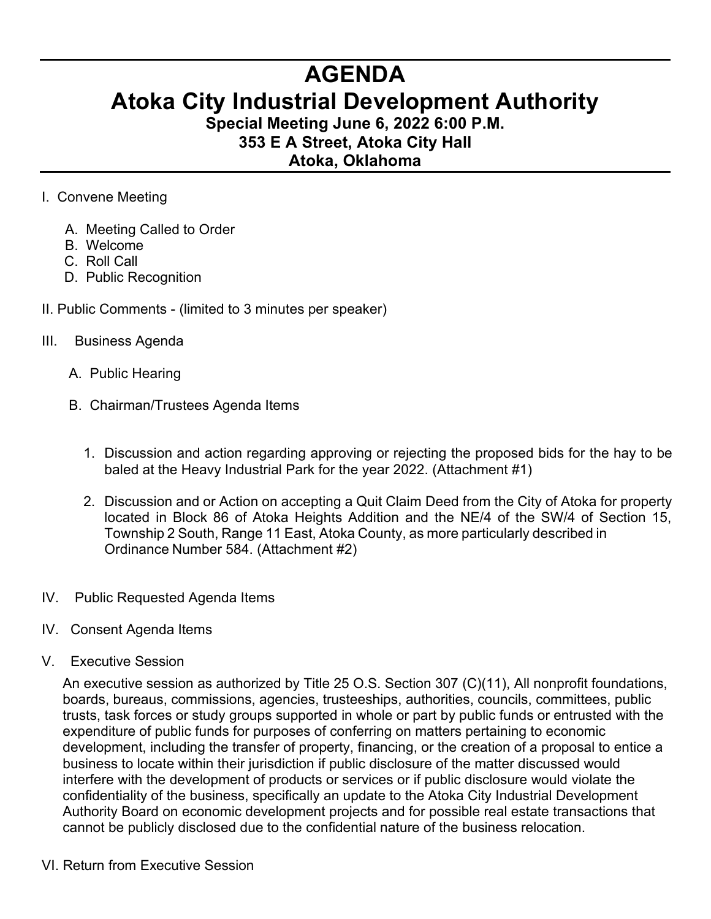# AGENDA

# Atoka City Industrial Development Authority

### Special Meeting June 6, 2022 6:00 P.M.

### 353 E A Street, Atoka City Hall

### Atoka, Oklahoma

I. Convene Meeting

   A. Meeting Called to Order
   B. Welcome
   C. Roll Call
   D. Public Recognition

II. Public Comments - (limited to 3 minutes per speaker)

III. Business Agenda

   A. Public Hearing

   B. Chairman/Trustees Agenda Items

      1. Discussion and action regarding approving or rejecting the proposed bids for the hay to be baled at the Heavy Industrial Park for the year 2022. (Attachment #1)

      2. Discussion and or Action on accepting a Quit Claim Deed from the City of Atoka for property located in Block 86 of Atoka Heights Addition and the NE/4 of the SW/4 of Section 15, Township 2 South, Range 11 East, Atoka County, as more particularly described in Ordinance Number 584. (Attachment #2)

IV. Public Requested Agenda Items

IV. Consent Agenda Items

V. Executive Session

An executive session as authorized by Title 25 O.S. Section 307 (C)(11), All nonprofit foundations, boards, bureaus, commissions, agencies, trusteeships, authorities, councils, committees, public trusts, task forces or study groups supported in whole or part by public funds or entrusted with the expenditure of public funds for purposes of conferring on matters pertaining to economic development, including the transfer of property, financing, or the creation of a proposal to entice a business to locate within their jurisdiction if public disclosure of the matter discussed would interfere with the development of products or services or if public disclosure would violate the confidentiality of the business, specifically an update to the Atoka City Industrial Development Authority Board on economic development projects and for possible real estate transactions that cannot be publicly disclosed due to the confidential nature of the business relocation.

VI. Return from Executive Session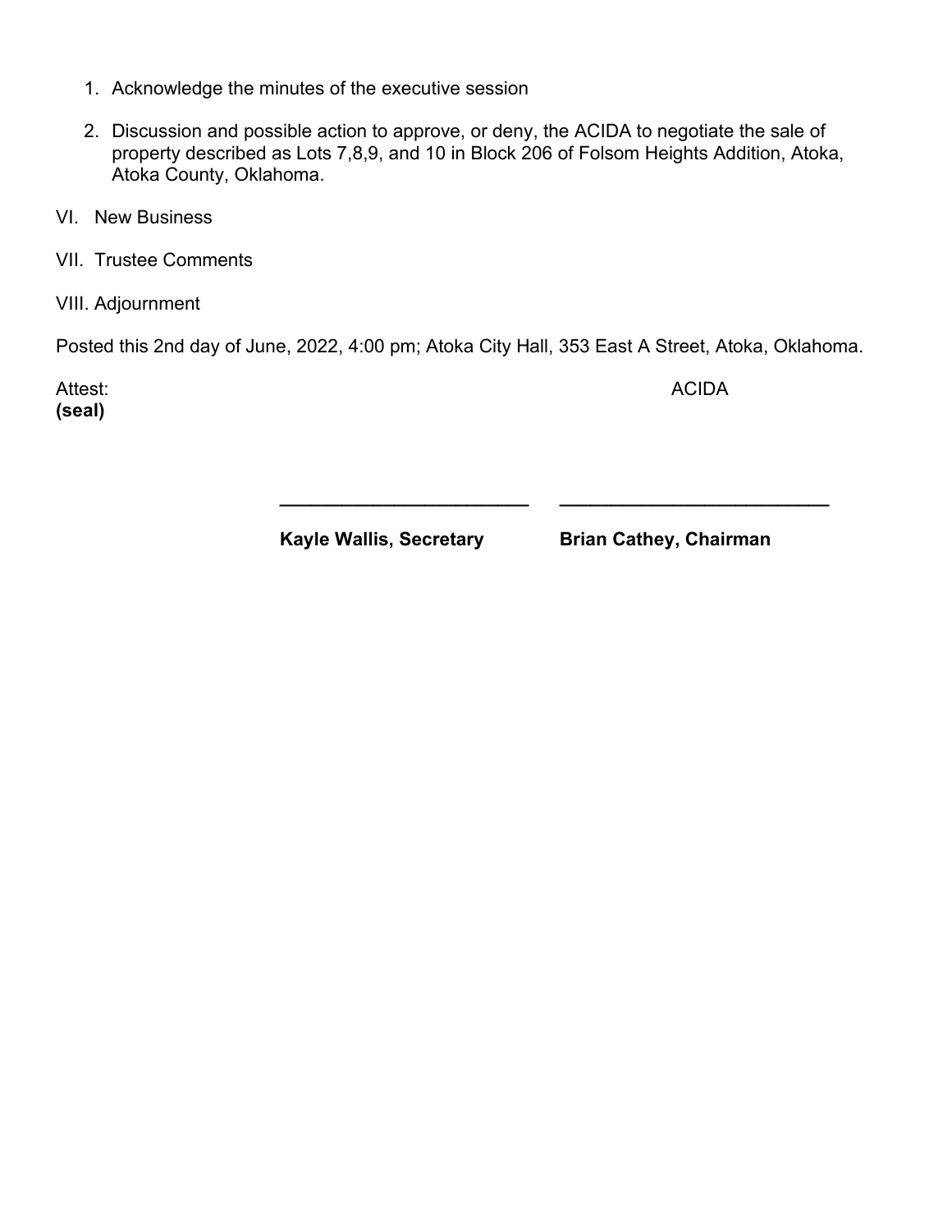1. Acknowledge the minutes of the executive session

2. Discussion and possible action to approve, or deny, the ACIDA to negotiate the sale of property described as Lots 7,8,9, and 10 in Block 206 of Folsom Heights Addition, Atoka, Atoka County, Oklahoma.

VI. New Business

VII. Trustee Comments

VIII. Adjournment

Posted this 2nd day of June, 2022, 4:00 pm; Atoka City Hall, 353 East A Street, Atoka, Oklahoma.

Attest:
**(seal)**

ACIDA

\_\_\_\_\_\_\_\_\_\_\_\_\_\_\_\_\_\_\_\_\_\_\_\_\_

**Kayle Wallis, Secretary**

\_\_\_\_\_\_\_\_\_\_\_\_\_\_\_\_\_\_\_\_\_\_\_\_\_

**Brian Cathey, Chairman**